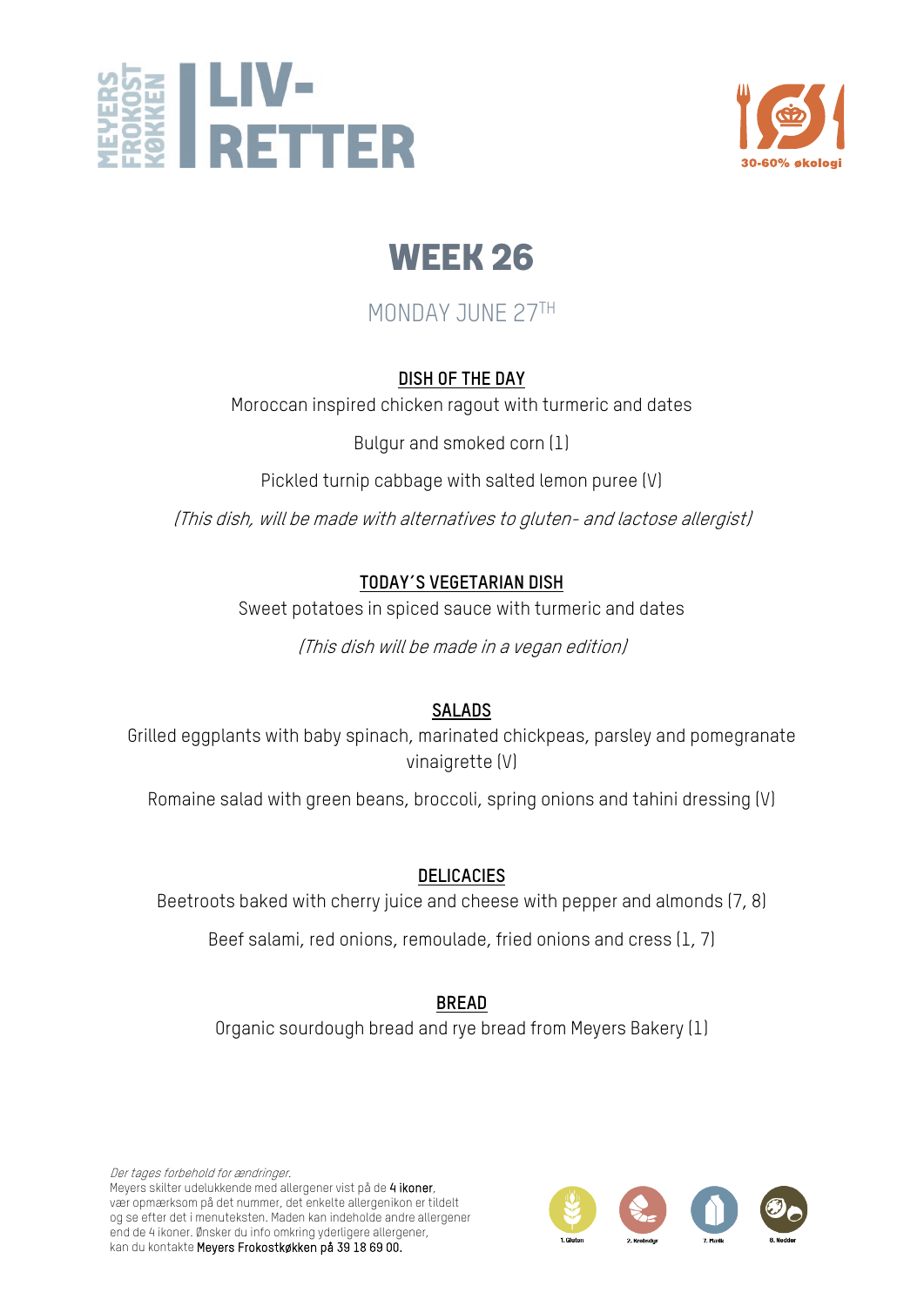MEYERS FROKOST KØKKEN | LIV-RETTER

30-60% økologi

# WEEK 26

MONDAY JUNE 27TH

**DISH OF THE DAY**

Moroccan inspired chicken ragout with turmeric and dates

Bulgur and smoked corn (1)

Pickled turnip cabbage with salted lemon puree (V)

*(This dish, will be made with alternatives to gluten- and lactose allergist)*

**TODAY´S VEGETARIAN DISH**

Sweet potatoes in spiced sauce with turmeric and dates

*(This dish will be made in a vegan edition)*

**SALADS**

Grilled eggplants with baby spinach, marinated chickpeas, parsley and pomegranate vinaigrette (V)

Romaine salad with green beans, broccoli, spring onions and tahini dressing (V)

**DELICACIES**

Beetroots baked with cherry juice and cheese with pepper and almonds (7, 8)

Beef salami, red onions, remoulade, fried onions and cress (1, 7)

**BREAD**

Organic sourdough bread and rye bread from Meyers Bakery (1)

*Der tages forbehold for ændringer.*
Meyers skilter udelukkende med allergener vist på de **4 ikoner**, vær opmærksom på det nummer, det enkelte allergenikon er tildelt og se efter det i menuteksten. Maden kan indeholde andre allergener end de 4 ikoner. Ønsker du info omkring yderligere allergener, kan du kontakte **Meyers Frokostkøkken på 39 18 69 00.**

1. Gluten 2. Krebsdyr 7. Mælk 8. Nødder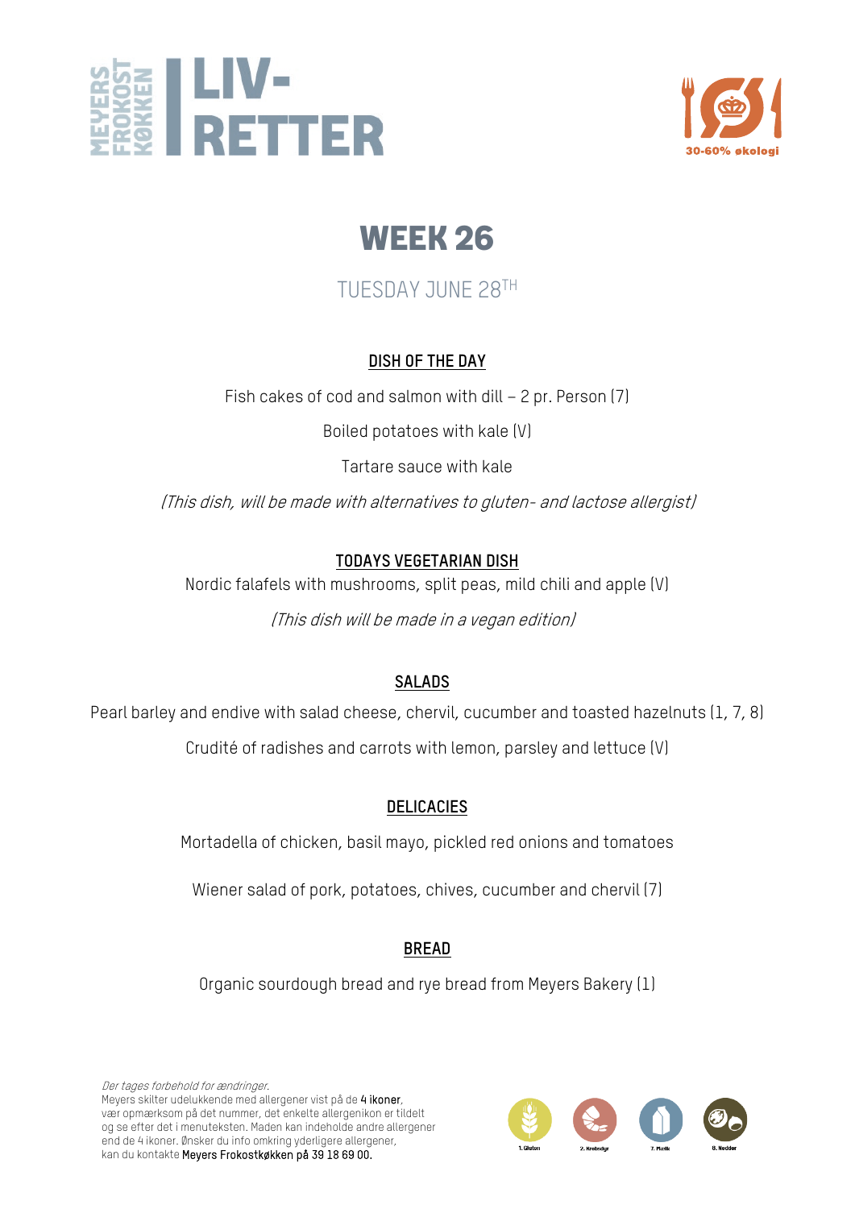# WEEK 26

TUESDAY JUNE 28TH

## DISH OF THE DAY

Fish cakes of cod and salmon with dill – 2 pr. Person (7)

Boiled potatoes with kale (V)

Tartare sauce with kale

*(This dish, will be made with alternatives to gluten- and lactose allergist)*

## TODAYS VEGETARIAN DISH

Nordic falafels with mushrooms, split peas, mild chili and apple (V)

*(This dish will be made in a vegan edition)*

## SALADS

Pearl barley and endive with salad cheese, chervil, cucumber and toasted hazelnuts (1, 7, 8)

Crudité of radishes and carrots with lemon, parsley and lettuce (V)

## DELICACIES

Mortadella of chicken, basil mayo, pickled red onions and tomatoes

Wiener salad of pork, potatoes, chives, cucumber and chervil (7)

## BREAD

Organic sourdough bread and rye bread from Meyers Bakery (1)

*Der tages forbehold for ændringer.*
Meyers skilter udelukkende med allergener vist på de **4 ikoner**, vær opmærksom på det nummer, det enkelte allergenikon er tildelt og se efter det i menuteksten. Maden kan indeholde andre allergener end de 4 ikoner. Ønsker du info omkring yderligere allergener, kan du kontakte **Meyers Frokostkøkken på 39 18 69 00.**

1. Gluten  2. Krebsdyr  7. Mælk  8. Nødder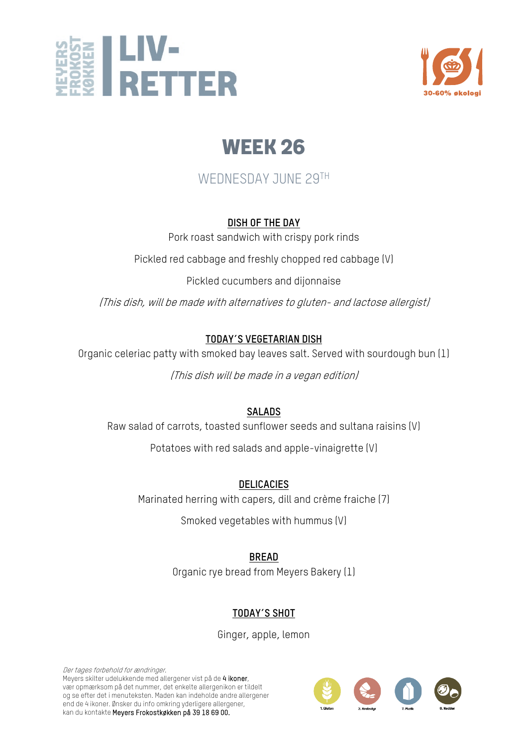MEYERS FROKOST KØKKEN

# LIV-RETTER

30-60% økologi

## WEEK 26

WEDNESDAY JUNE 29TH

**DISH OF THE DAY**

Pork roast sandwich with crispy pork rinds

Pickled red cabbage and freshly chopped red cabbage (V)

Pickled cucumbers and dijonnaise

*(This dish, will be made with alternatives to gluten- and lactose allergist)*

**TODAY'S VEGETARIAN DISH**

Organic celeriac patty with smoked bay leaves salt. Served with sourdough bun (1)

*(This dish will be made in a vegan edition)*

**SALADS**

Raw salad of carrots, toasted sunflower seeds and sultana raisins (V)

Potatoes with red salads and apple-vinaigrette (V)

**DELICACIES**

Marinated herring with capers, dill and crème fraiche (7)

Smoked vegetables with hummus (V)

**BREAD**

Organic rye bread from Meyers Bakery (1)

**TODAY'S SHOT**

Ginger, apple, lemon

*Der tages forbehold for ændringer.*
Meyers skilter udelukkende med allergener vist på de **4 ikoner**, vær opmærksom på det nummer, det enkelte allergenikon er tildelt og se efter det i menuteksten. Maden kan indeholde andre allergener end de 4 ikoner. Ønsker du info omkring yderligere allergener, kan du kontakte **Meyers Frokostkøkken på 39 18 69 00.**

1. Gluten 2. Krebsdyr 7. Mælk 8. Nødder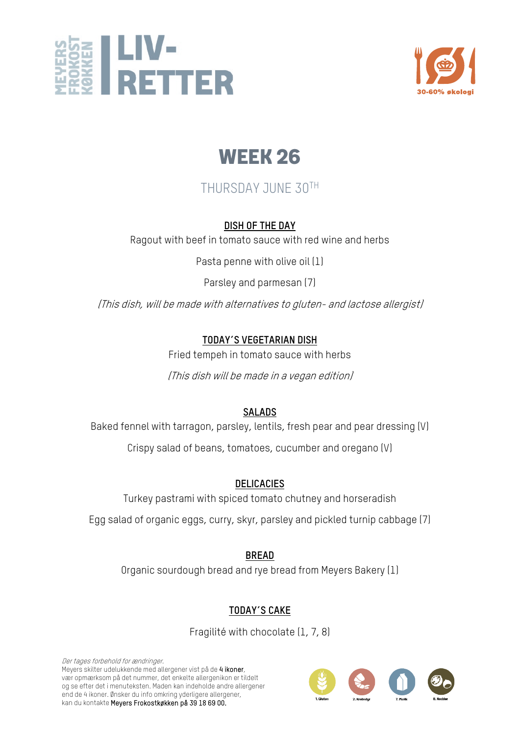MEYERS FROKOST KØKKEN | LIV-RETTER

30-60% økologi

# WEEK 26

THURSDAY JUNE 30TH

**DISH OF THE DAY**

Ragout with beef in tomato sauce with red wine and herbs

Pasta penne with olive oil (1)

Parsley and parmesan (7)

*(This dish, will be made with alternatives to gluten- and lactose allergist)*

**TODAY´S VEGETARIAN DISH**

Fried tempeh in tomato sauce with herbs

*(This dish will be made in a vegan edition)*

**SALADS**

Baked fennel with tarragon, parsley, lentils, fresh pear and pear dressing (V)

Crispy salad of beans, tomatoes, cucumber and oregano (V)

**DELICACIES**

Turkey pastrami with spiced tomato chutney and horseradish

Egg salad of organic eggs, curry, skyr, parsley and pickled turnip cabbage (7)

**BREAD**

Organic sourdough bread and rye bread from Meyers Bakery (1)

**TODAY´S CAKE**

Fragilité with chocolate (1, 7, 8)

*Der tages forbehold for ændringer.*
Meyers skilter udelukkende med allergener vist på de **4 ikoner**, vær opmærksom på det nummer, det enkelte allergenikon er tildelt og se efter det i menuteksten. Maden kan indeholde andre allergener end de 4 ikoner. Ønsker du info omkring yderligere allergener, kan du kontakte **Meyers Frokostkøkken på 39 18 69 00.**

1. Gluten 2. Krebsdyr 7. Mælk 8. Nødder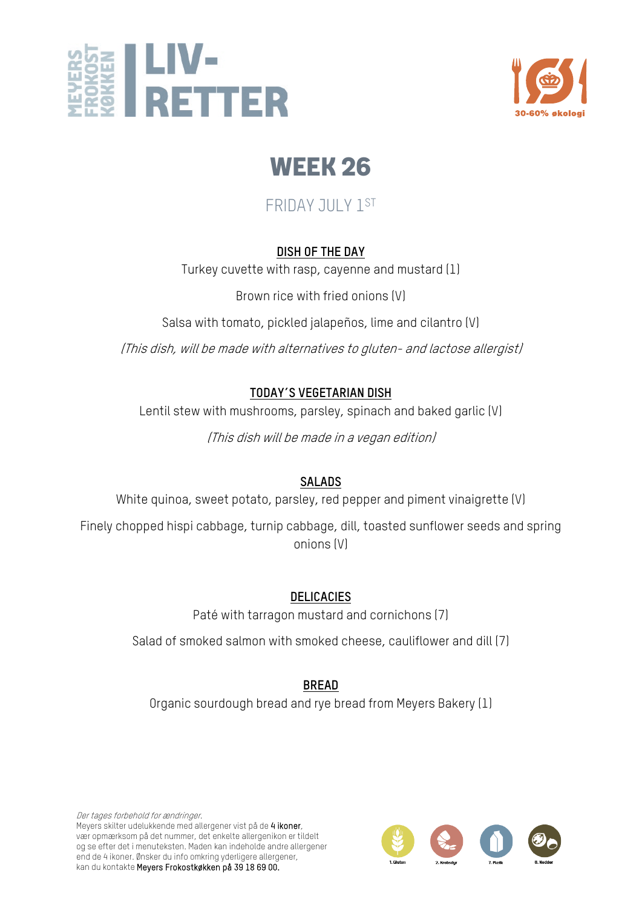# MEYERS FROKOST KØKKEN | LIV-RETTER

30-60% økologi

## WEEK 26

FRIDAY JULY 1ST

### DISH OF THE DAY

Turkey cuvette with rasp, cayenne and mustard (1)

Brown rice with fried onions (V)

Salsa with tomato, pickled jalapeños, lime and cilantro (V)

*(This dish, will be made with alternatives to gluten- and lactose allergist)*

### TODAY´S VEGETARIAN DISH

Lentil stew with mushrooms, parsley, spinach and baked garlic (V)

*(This dish will be made in a vegan edition)*

### SALADS

White quinoa, sweet potato, parsley, red pepper and piment vinaigrette (V)

Finely chopped hispi cabbage, turnip cabbage, dill, toasted sunflower seeds and spring onions (V)

### DELICACIES

Paté with tarragon mustard and cornichons (7)

Salad of smoked salmon with smoked cheese, cauliflower and dill (7)

### BREAD

Organic sourdough bread and rye bread from Meyers Bakery (1)

*Der tages forbehold for ændringer.*
Meyers skilter udelukkende med allergener vist på de **4 ikoner**, vær opmærksom på det nummer, det enkelte allergenikon er tildelt og se efter det i menuteksten. Maden kan indeholde andre allergener end de 4 ikoner. Ønsker du info omkring yderligere allergener, kan du kontakte **Meyers Frokostkøkken på 39 18 69 00.**

1. Gluten
2. Krebsdyr
7. Mælk
8. Nødder